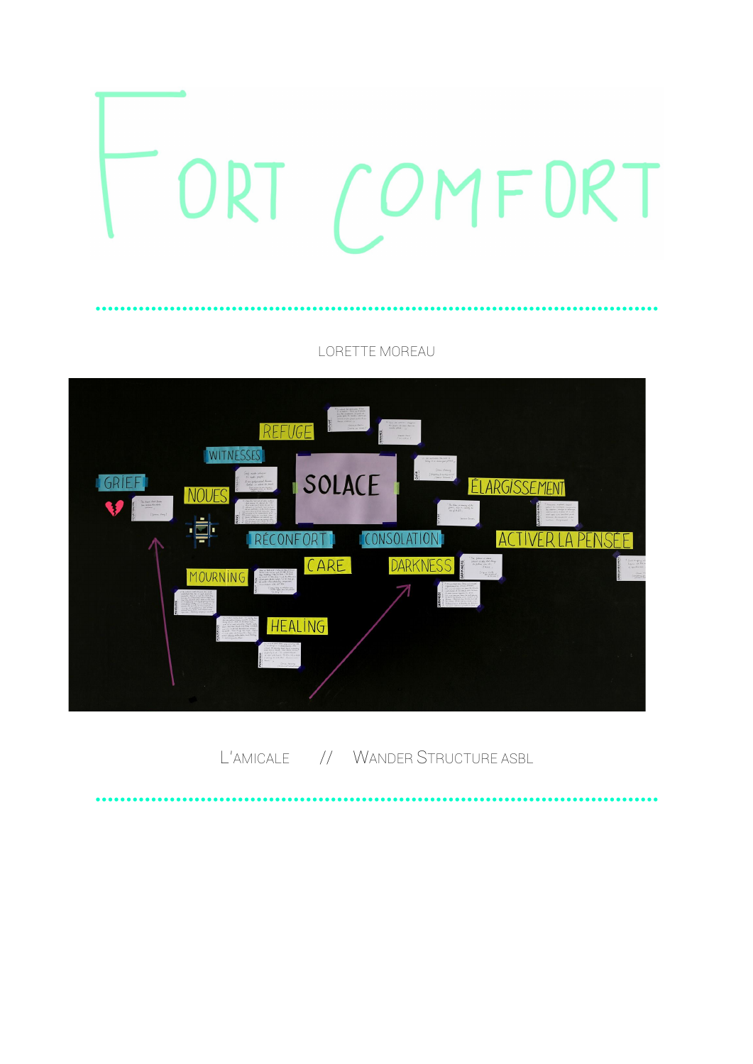# FORT COMFORT

LORETTE MOREAU

L'AMICALE // WANDER STRUCTURE ASBL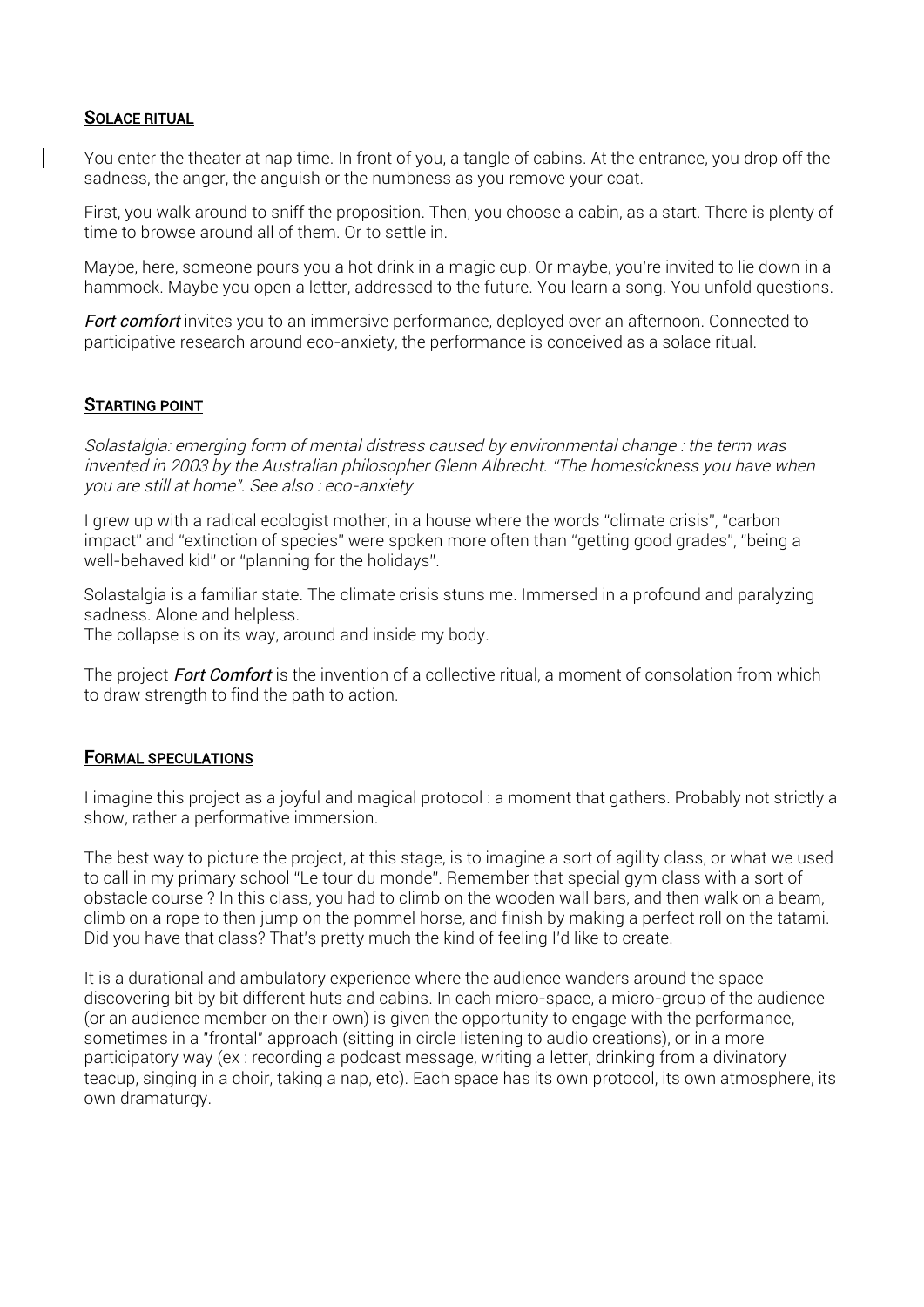## Solace ritual

You enter the theater at nap time. In front of you, a tangle of cabins. At the entrance, you drop off the sadness, the anger, the anguish or the numbness as you remove your coat.

First, you walk around to sniff the proposition. Then, you choose a cabin, as a start. There is plenty of time to browse around all of them. Or to settle in.

Maybe, here, someone pours you a hot drink in a magic cup. Or maybe, you're invited to lie down in a hammock. Maybe you open a letter, addressed to the future. You learn a song. You unfold questions.

***Fort comfort*** invites you to an immersive performance, deployed over an afternoon. Connected to participative research around eco-anxiety, the performance is conceived as a solace ritual.

## Starting point

*Solastalgia: emerging form of mental distress caused by environmental change : the term was invented in 2003 by the Australian philosopher Glenn Albrecht. "The homesickness you have when you are still at home". See also : eco-anxiety*

I grew up with a radical ecologist mother, in a house where the words "climate crisis", "carbon impact" and "extinction of species" were spoken more often than "getting good grades", "being a well-behaved kid" or "planning for the holidays".

Solastalgia is a familiar state. The climate crisis stuns me. Immersed in a profound and paralyzing sadness. Alone and helpless.
The collapse is on its way, around and inside my body.

The project ***Fort Comfort*** is the invention of a collective ritual, a moment of consolation from which to draw strength to find the path to action.

## Formal speculations

I imagine this project as a joyful and magical protocol : a moment that gathers. Probably not strictly a show, rather a performative immersion.

The best way to picture the project, at this stage, is to imagine a sort of agility class, or what we used to call in my primary school "Le tour du monde". Remember that special gym class with a sort of obstacle course ? In this class, you had to climb on the wooden wall bars, and then walk on a beam, climb on a rope to then jump on the pommel horse, and finish by making a perfect roll on the tatami. Did you have that class? That's pretty much the kind of feeling I'd like to create.

It is a durational and ambulatory experience where the audience wanders around the space discovering bit by bit different huts and cabins. In each micro-space, a micro-group of the audience (or an audience member on their own) is given the opportunity to engage with the performance, sometimes in a "frontal" approach (sitting in circle listening to audio creations), or in a more participatory way (ex : recording a podcast message, writing a letter, drinking from a divinatory teacup, singing in a choir, taking a nap, etc). Each space has its own protocol, its own atmosphere, its own dramaturgy.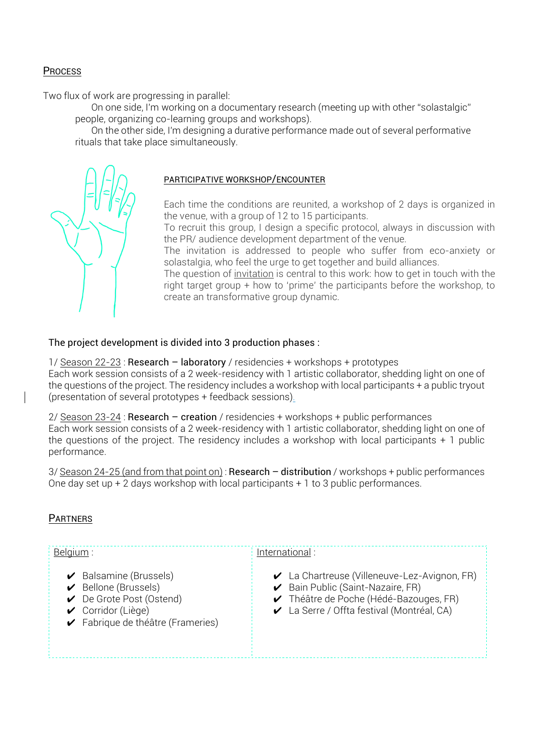## Process

Two flux of work are progressing in parallel:

On one side, I'm working on a documentary research (meeting up with other "solastalgic" people, organizing co-learning groups and workshops).

On the other side, I'm designing a durative performance made out of several performative rituals that take place simultaneously.

### PARTICIPATIVE WORKSHOP/ENCOUNTER

Each time the conditions are reunited, a workshop of 2 days is organized in the venue, with a group of 12 to 15 participants.
To recruit this group, I design a specific protocol, always in discussion with the PR/ audience development department of the venue.
The invitation is addressed to people who suffer from eco-anxiety or solastalgia, who feel the urge to get together and build alliances.
The question of invitation is central to this work: how to get in touch with the right target group + how to 'prime' the participants before the workshop, to create an transformative group dynamic.

The project development is divided into 3 production phases :

1/ Season 22-23 : **Research – laboratory** / residencies + workshops + prototypes
Each work session consists of a 2 week-residency with 1 artistic collaborator, shedding light on one of the questions of the project. The residency includes a workshop with local participants + a public tryout (presentation of several prototypes + feedback sessions).

2/ Season 23-24 : **Research – creation** / residencies + workshops + public performances
Each work session consists of a 2 week-residency with 1 artistic collaborator, shedding light on one of the questions of the project. The residency includes a workshop with local participants + 1 public performance.

3/ Season 24-25 (and from that point on) : **Research – distribution** / workshops + public performances
One day set up + 2 days workshop with local participants + 1 to 3 public performances.

## Partners

| Belgium : | International : |
|---|---|
| ✔ Balsamine (Brussels) | ✔ La Chartreuse (Villeneuve-Lez-Avignon, FR) |
| ✔ Bellone (Brussels) | ✔ Bain Public (Saint-Nazaire, FR) |
| ✔ De Grote Post (Ostend) | ✔ Théâtre de Poche (Hédé-Bazouges, FR) |
| ✔ Corridor (Liège) | ✔ La Serre / Offta festival (Montréal, CA) |
| ✔ Fabrique de théâtre (Frameries) | |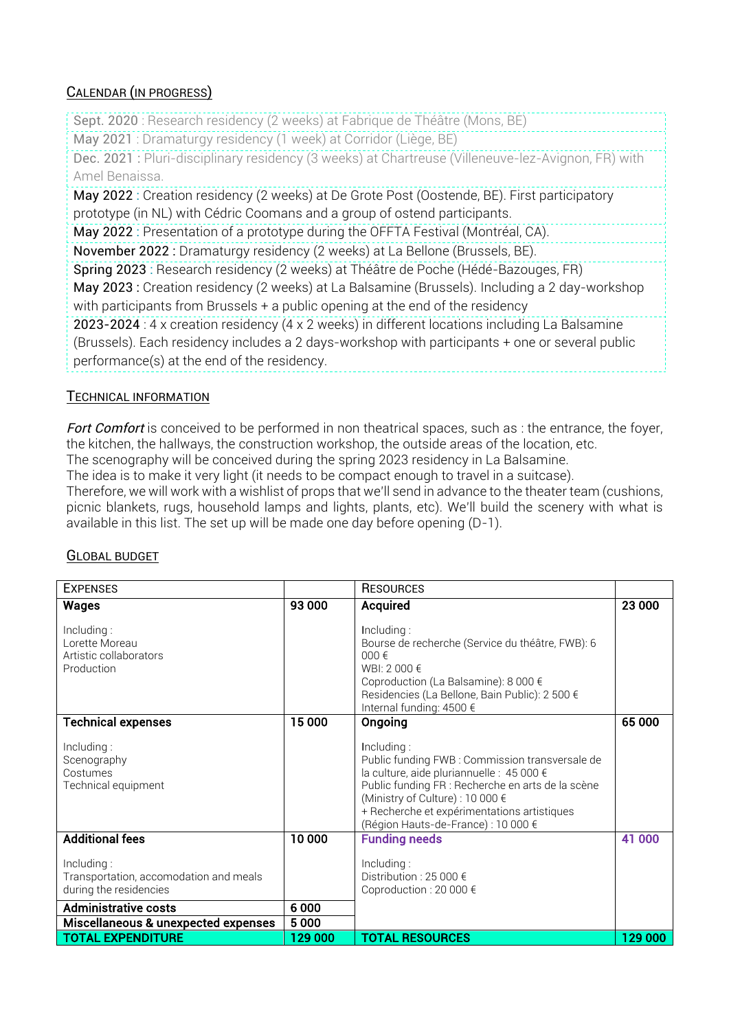## CALENDAR (IN PROGRESS)

Sept. 2020 : Research residency (2 weeks) at Fabrique de Théâtre (Mons, BE)

May 2021 : Dramaturgy residency (1 week) at Corridor (Liège, BE)

Dec. 2021 : Pluri-disciplinary residency (3 weeks) at Chartreuse (Villeneuve-lez-Avignon, FR) with Amel Benaissa.

May 2022 : Creation residency (2 weeks) at De Grote Post (Oostende, BE). First participatory prototype (in NL) with Cédric Coomans and a group of ostend participants.

May 2022 : Presentation of a prototype during the OFFTA Festival (Montréal, CA).

November 2022 : Dramaturgy residency (2 weeks) at La Bellone (Brussels, BE).

Spring 2023 : Research residency (2 weeks) at Théâtre de Poche (Hédé-Bazouges, FR)

May 2023 : Creation residency (2 weeks) at La Balsamine (Brussels). Including a 2 day-workshop with participants from Brussels + a public opening at the end of the residency

2023-2024 : 4 x creation residency (4 x 2 weeks) in different locations including La Balsamine (Brussels). Each residency includes a 2 days-workshop with participants + one or several public performance(s) at the end of the residency.

## TECHNICAL INFORMATION

*Fort Comfort* is conceived to be performed in non theatrical spaces, such as : the entrance, the foyer, the kitchen, the hallways, the construction workshop, the outside areas of the location, etc.
The scenography will be conceived during the spring 2023 residency in La Balsamine.
The idea is to make it very light (it needs to be compact enough to travel in a suitcase).
Therefore, we will work with a wishlist of props that we'll send in advance to the theater team (cushions, picnic blankets, rugs, household lamps and lights, plants, etc). We'll build the scenery with what is available in this list. The set up will be made one day before opening (D-1).

## GLOBAL BUDGET

| EXPENSES | | RESOURCES | |
|---|---|---|---|
| **Wages**<br><br>Including :<br>Lorette Moreau<br>Artistic collaborators<br>Production | **93 000** | **Acquired**<br><br>Including :<br>Bourse de recherche (Service du théâtre, FWB): 6 000 €<br>WBI: 2 000 €<br>Coproduction (La Balsamine): 8 000 €<br>Residencies (La Bellone, Bain Public): 2 500 €<br>Internal funding: 4500 € | **23 000** |
| **Technical expenses**<br><br>Including :<br>Scenography<br>Costumes<br>Technical equipment | **15 000** | **Ongoing**<br><br>Including :<br>Public funding FWB : Commission transversale de la culture, aide pluriannuelle : 45 000 €<br>Public funding FR : Recherche en arts de la scène (Ministry of Culture) : 10 000 €<br>+ Recherche et expérimentations artistiques (Région Hauts-de-France) : 10 000 € | **65 000** |
| **Additional fees**<br><br>Including :<br>Transportation, accomodation and meals during the residencies | **10 000** | **Funding needs**<br><br>Including :<br>Distribution : 25 000 €<br>Coproduction : 20 000 € | **41 000** |
| **Administrative costs** | **6 000** | | |
| **Miscellaneous & unexpected expenses** | **5 000** | | |
| **TOTAL EXPENDITURE** | **129 000** | **TOTAL RESOURCES** | **129 000** |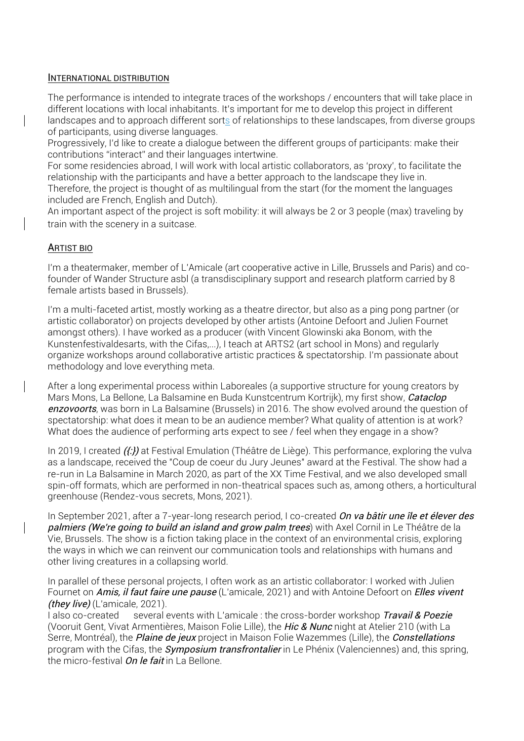## INTERNATIONAL DISTRIBUTION

The performance is intended to integrate traces of the workshops / encounters that will take place in different locations with local inhabitants. It's important for me to develop this project in different landscapes and to approach different sorts of relationships to these landscapes, from diverse groups of participants, using diverse languages.
Progressively, I'd like to create a dialogue between the different groups of participants: make their contributions "interact" and their languages intertwine.
For some residencies abroad, I will work with local artistic collaborators, as 'proxy', to facilitate the relationship with the participants and have a better approach to the landscape they live in.
Therefore, the project is thought of as multilingual from the start (for the moment the languages included are French, English and Dutch).
An important aspect of the project is soft mobility: it will always be 2 or 3 people (max) traveling by train with the scenery in a suitcase.

## ARTIST BIO

I'm a theatermaker, member of L'Amicale (art cooperative active in Lille, Brussels and Paris) and co-founder of Wander Structure asbl (a transdisciplinary support and research platform carried by 8 female artists based in Brussels).

I'm a multi-faceted artist, mostly working as a theatre director, but also as a ping pong partner (or artistic collaborator) on projects developed by other artists (Antoine Defoort and Julien Fournet amongst others). I have worked as a producer (with Vincent Glowinski aka Bonom, with the Kunstenfestivaldesarts, with the Cifas,...), I teach at ARTS2 (art school in Mons) and regularly organize workshops around collaborative artistic practices & spectatorship. I'm passionate about methodology and love everything meta.

After a long experimental process within Laboreales (a supportive structure for young creators by Mars Mons, La Bellone, La Balsamine en Buda Kunstcentrum Kortrijk), my first show, ***Cataclop enzovoorts***, was born in La Balsamine (Brussels) in 2016. The show evolved around the question of spectatorship: what does it mean to be an audience member? What quality of attention is at work? What does the audience of performing arts expect to see / feel when they engage in a show?

In 2019, I created ***({:})*** at Festival Emulation (Théâtre de Liège). This performance, exploring the vulva as a landscape, received the "Coup de coeur du Jury Jeunes" award at the Festival. The show had a re-run in La Balsamine in March 2020, as part of the XX Time Festival, and we also developed small spin-off formats, which are performed in non-theatrical spaces such as, among others, a horticultural greenhouse (Rendez-vous secrets, Mons, 2021).

In September 2021, after a 7-year-long research period, I co-created ***On va bâtir une île et élever des palmiers (We're going to build an island and grow palm trees)*** with Axel Cornil in Le Théâtre de la Vie, Brussels. The show is a fiction taking place in the context of an environmental crisis, exploring the ways in which we can reinvent our communication tools and relationships with humans and other living creatures in a collapsing world.

In parallel of these personal projects, I often work as an artistic collaborator: I worked with Julien Fournet on ***Amis, il faut faire une pause*** (L'amicale, 2021) and with Antoine Defoort on ***Elles vivent (they live)*** (L'amicale, 2021).
I also co-created several events with L'amicale : the cross-border workshop ***Travail & Poezie*** (Vooruit Gent, Vivat Armentières, Maison Folie Lille), the ***Hic & Nunc*** night at Atelier 210 (with La Serre, Montréal), the ***Plaine de jeux*** project in Maison Folie Wazemmes (Lille), the ***Constellations*** program with the Cifas, the ***Symposium transfrontalier*** in Le Phénix (Valenciennes) and, this spring, the micro-festival ***On le fait*** in La Bellone.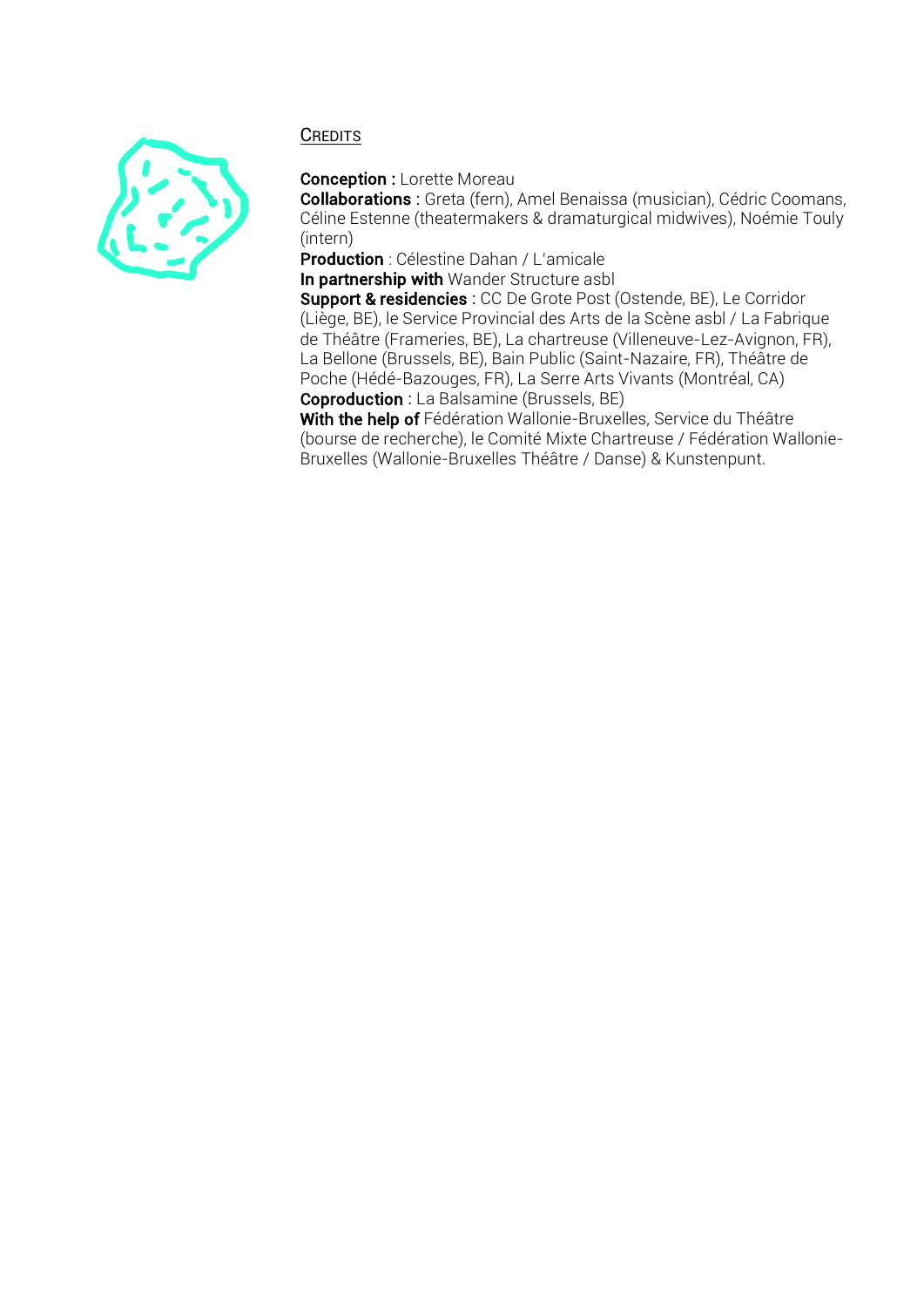## Credits

**Conception :** Lorette Moreau
**Collaborations** : Greta (fern), Amel Benaissa (musician), Cédric Coomans, Céline Estenne (theatermakers & dramaturgical midwives), Noémie Touly (intern)
**Production** : Célestine Dahan / L'amicale
**In partnership with** Wander Structure asbl
**Support & residencies** : CC De Grote Post (Ostende, BE), Le Corridor (Liège, BE), le Service Provincial des Arts de la Scène asbl / La Fabrique de Théâtre (Frameries, BE), La chartreuse (Villeneuve-Lez-Avignon, FR), La Bellone (Brussels, BE), Bain Public (Saint-Nazaire, FR), Théâtre de Poche (Hédé-Bazouges, FR), La Serre Arts Vivants (Montréal, CA)
**Coproduction** : La Balsamine (Brussels, BE)
**With the help of** Fédération Wallonie-Bruxelles, Service du Théâtre (bourse de recherche), le Comité Mixte Chartreuse / Fédération Wallonie-Bruxelles (Wallonie-Bruxelles Théâtre / Danse) & Kunstenpunt.